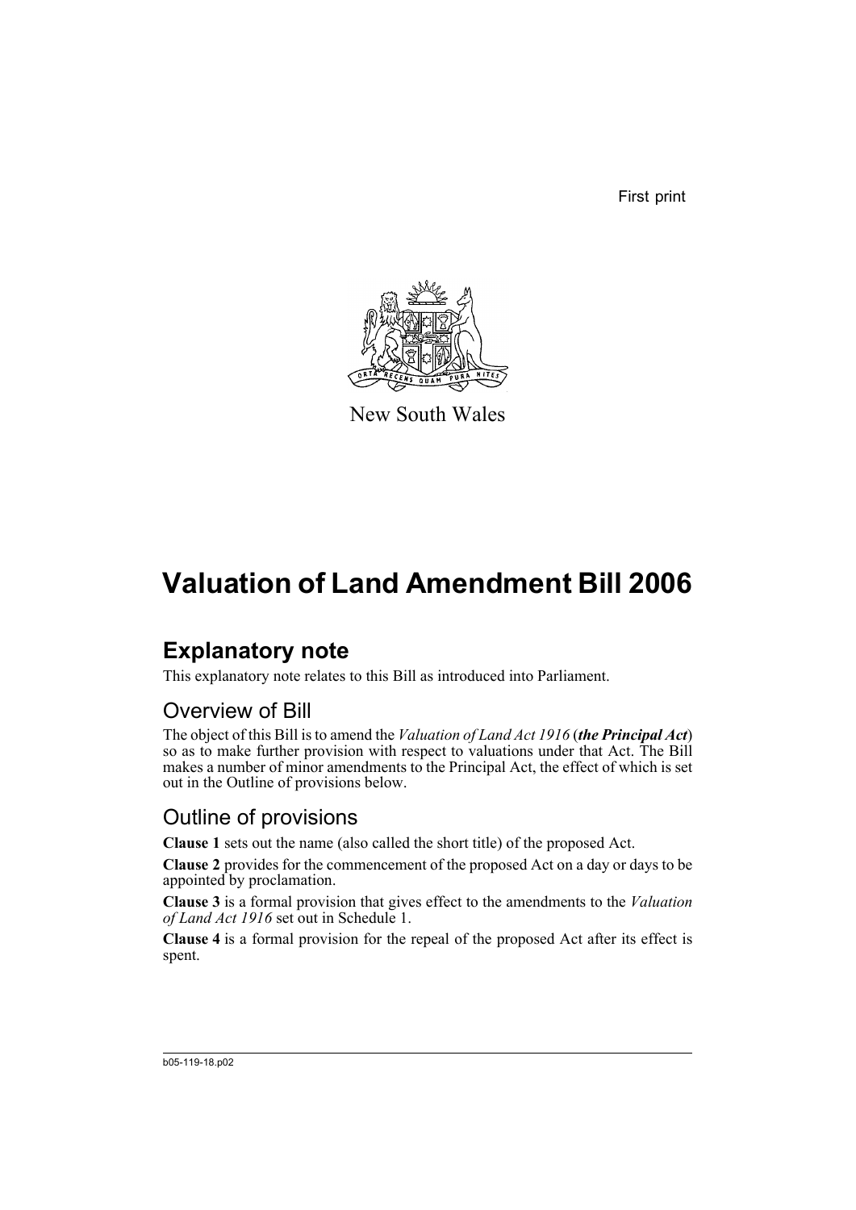First print

New South Wales

# Valuation of Land Amendment Bill 2006

## Explanatory note

This explanatory note relates to this Bill as introduced into Parliament.

### Overview of Bill

The object of this Bill is to amend the *Valuation of Land Act 1916* (***the Principal Act***) so as to make further provision with respect to valuations under that Act. The Bill makes a number of minor amendments to the Principal Act, the effect of which is set out in the Outline of provisions below.

### Outline of provisions

**Clause 1** sets out the name (also called the short title) of the proposed Act.

**Clause 2** provides for the commencement of the proposed Act on a day or days to be appointed by proclamation.

**Clause 3** is a formal provision that gives effect to the amendments to the *Valuation of Land Act 1916* set out in Schedule 1.

**Clause 4** is a formal provision for the repeal of the proposed Act after its effect is spent.

b05-119-18.p02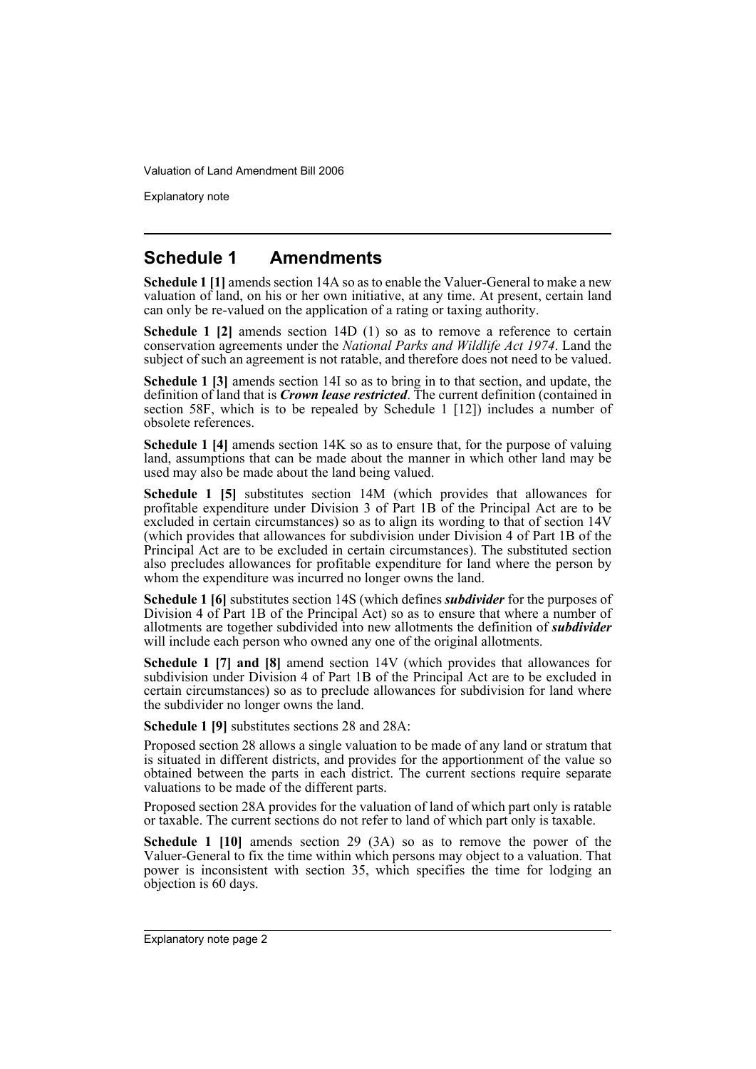## Schedule 1 Amendments

**Schedule 1 [1]** amends section 14A so as to enable the Valuer-General to make a new valuation of land, on his or her own initiative, at any time. At present, certain land can only be re-valued on the application of a rating or taxing authority.

**Schedule 1 [2]** amends section 14D (1) so as to remove a reference to certain conservation agreements under the *National Parks and Wildlife Act 1974*. Land the subject of such an agreement is not ratable, and therefore does not need to be valued.

**Schedule 1 [3]** amends section 14I so as to bring in to that section, and update, the definition of land that is ***Crown lease restricted***. The current definition (contained in section 58F, which is to be repealed by Schedule 1 [12]) includes a number of obsolete references.

**Schedule 1 [4]** amends section 14K so as to ensure that, for the purpose of valuing land, assumptions that can be made about the manner in which other land may be used may also be made about the land being valued.

**Schedule 1 [5]** substitutes section 14M (which provides that allowances for profitable expenditure under Division 3 of Part 1B of the Principal Act are to be excluded in certain circumstances) so as to align its wording to that of section 14V (which provides that allowances for subdivision under Division 4 of Part 1B of the Principal Act are to be excluded in certain circumstances). The substituted section also precludes allowances for profitable expenditure for land where the person by whom the expenditure was incurred no longer owns the land.

**Schedule 1 [6]** substitutes section 14S (which defines ***subdivider*** for the purposes of Division 4 of Part 1B of the Principal Act) so as to ensure that where a number of allotments are together subdivided into new allotments the definition of ***subdivider*** will include each person who owned any one of the original allotments.

**Schedule 1 [7] and [8]** amend section 14V (which provides that allowances for subdivision under Division 4 of Part 1B of the Principal Act are to be excluded in certain circumstances) so as to preclude allowances for subdivision for land where the subdivider no longer owns the land.

**Schedule 1 [9]** substitutes sections 28 and 28A:

Proposed section 28 allows a single valuation to be made of any land or stratum that is situated in different districts, and provides for the apportionment of the value so obtained between the parts in each district. The current sections require separate valuations to be made of the different parts.

Proposed section 28A provides for the valuation of land of which part only is ratable or taxable. The current sections do not refer to land of which part only is taxable.

**Schedule 1 [10]** amends section 29 (3A) so as to remove the power of the Valuer-General to fix the time within which persons may object to a valuation. That power is inconsistent with section 35, which specifies the time for lodging an objection is 60 days.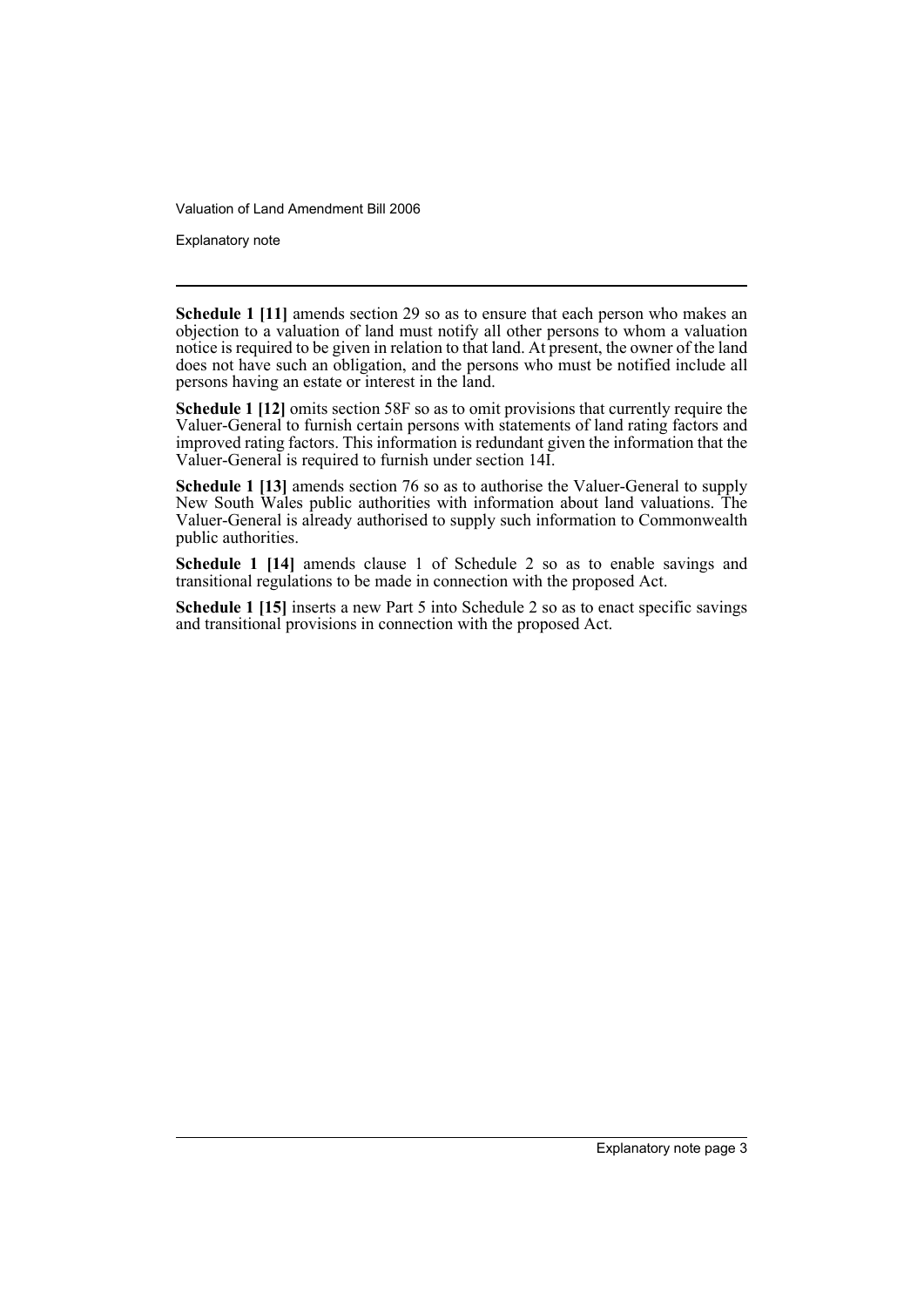**Schedule 1 [11]** amends section 29 so as to ensure that each person who makes an objection to a valuation of land must notify all other persons to whom a valuation notice is required to be given in relation to that land. At present, the owner of the land does not have such an obligation, and the persons who must be notified include all persons having an estate or interest in the land.

**Schedule 1 [12]** omits section 58F so as to omit provisions that currently require the Valuer-General to furnish certain persons with statements of land rating factors and improved rating factors. This information is redundant given the information that the Valuer-General is required to furnish under section 14I.

**Schedule 1 [13]** amends section 76 so as to authorise the Valuer-General to supply New South Wales public authorities with information about land valuations. The Valuer-General is already authorised to supply such information to Commonwealth public authorities.

**Schedule 1 [14]** amends clause 1 of Schedule 2 so as to enable savings and transitional regulations to be made in connection with the proposed Act.

**Schedule 1 [15]** inserts a new Part 5 into Schedule 2 so as to enact specific savings and transitional provisions in connection with the proposed Act.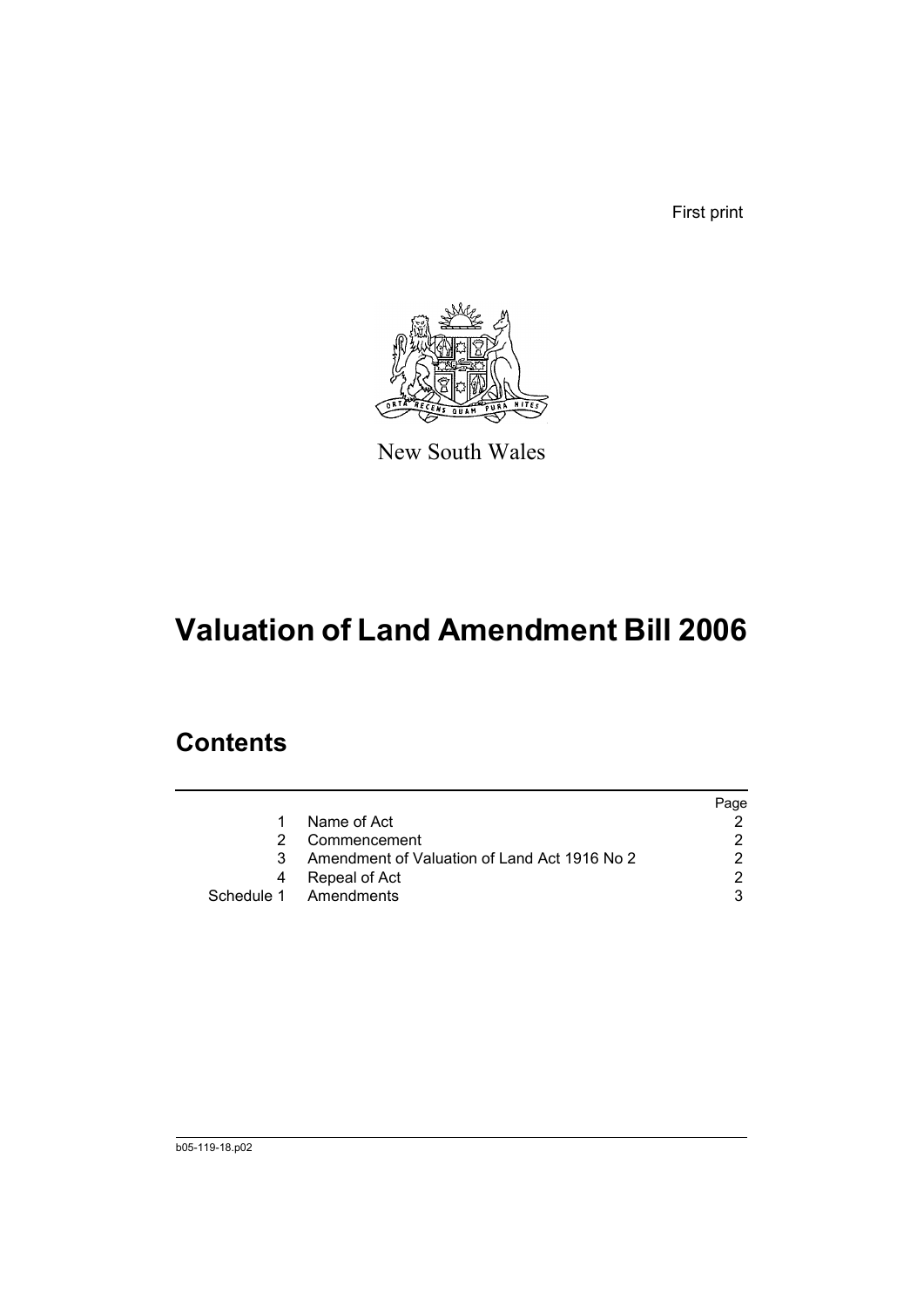First print

New South Wales

# Valuation of Land Amendment Bill 2006

## Contents

| | | Page |
|---|---|---|
| 1 | Name of Act | 2 |
| 2 | Commencement | 2 |
| 3 | Amendment of Valuation of Land Act 1916 No 2 | 2 |
| 4 | Repeal of Act | 2 |
| Schedule 1 | Amendments | 3 |

b05-119-18.p02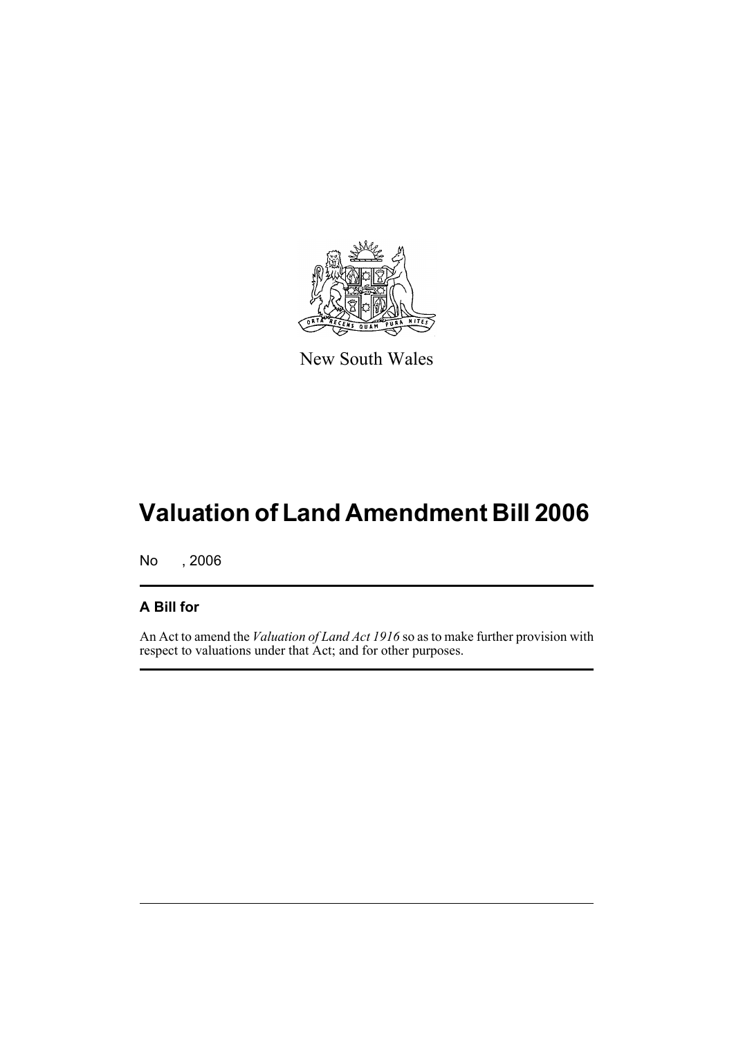New South Wales

# Valuation of Land Amendment Bill 2006

No , 2006

## A Bill for

An Act to amend the *Valuation of Land Act 1916* so as to make further provision with respect to valuations under that Act; and for other purposes.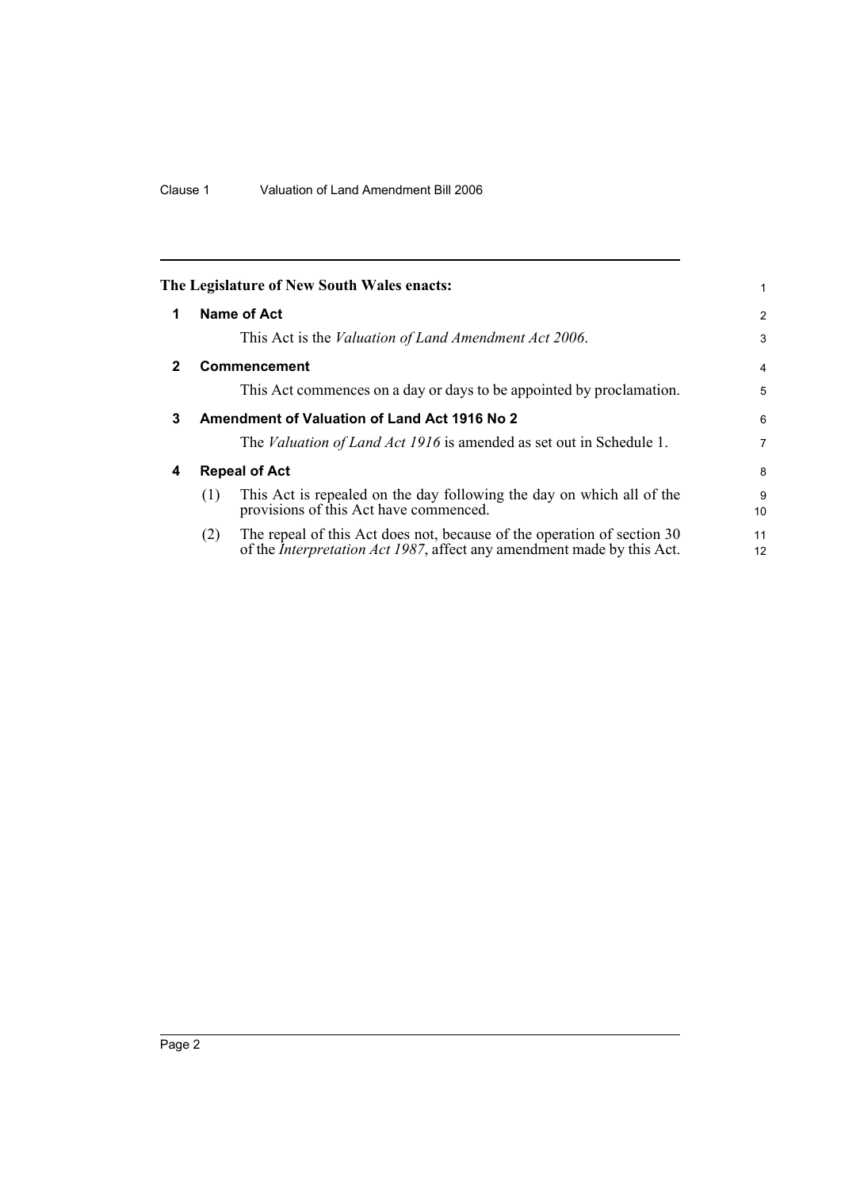**The Legislature of New South Wales enacts:**

## 1 Name of Act

This Act is the *Valuation of Land Amendment Act 2006*.

## 2 Commencement

This Act commences on a day or days to be appointed by proclamation.

## 3 Amendment of Valuation of Land Act 1916 No 2

The *Valuation of Land Act 1916* is amended as set out in Schedule 1.

## 4 Repeal of Act

(1) This Act is repealed on the day following the day on which all of the provisions of this Act have commenced.

(2) The repeal of this Act does not, because of the operation of section 30 of the *Interpretation Act 1987*, affect any amendment made by this Act.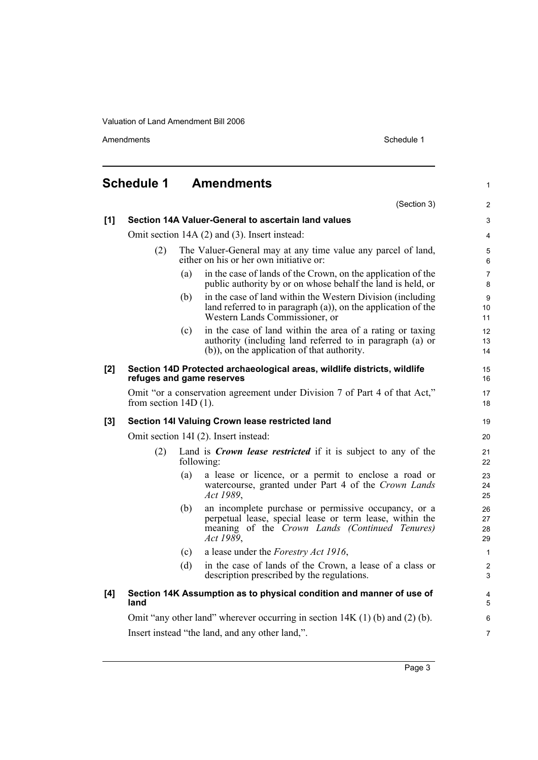# Schedule 1 Amendments

(Section 3)

**[1] Section 14A Valuer-General to ascertain land values**

Omit section 14A (2) and (3). Insert instead:

(2) The Valuer-General may at any time value any parcel of land, either on his or her own initiative or:

(a) in the case of lands of the Crown, on the application of the public authority by or on whose behalf the land is held, or

(b) in the case of land within the Western Division (including land referred to in paragraph (a)), on the application of the Western Lands Commissioner, or

(c) in the case of land within the area of a rating or taxing authority (including land referred to in paragraph (a) or (b)), on the application of that authority.

**[2] Section 14D Protected archaeological areas, wildlife districts, wildlife refuges and game reserves**

Omit "or a conservation agreement under Division 7 of Part 4 of that Act," from section 14D (1).

**[3] Section 14I Valuing Crown lease restricted land**

Omit section 14I (2). Insert instead:

(2) Land is ***Crown lease restricted*** if it is subject to any of the following:

(a) a lease or licence, or a permit to enclose a road or watercourse, granted under Part 4 of the *Crown Lands Act 1989*,

(b) an incomplete purchase or permissive occupancy, or a perpetual lease, special lease or term lease, within the meaning of the *Crown Lands (Continued Tenures) Act 1989*,

(c) a lease under the *Forestry Act 1916*,

(d) in the case of lands of the Crown, a lease of a class or description prescribed by the regulations.

**[4] Section 14K Assumption as to physical condition and manner of use of land**

Omit "any other land" wherever occurring in section 14K (1) (b) and (2) (b).

Insert instead "the land, and any other land,".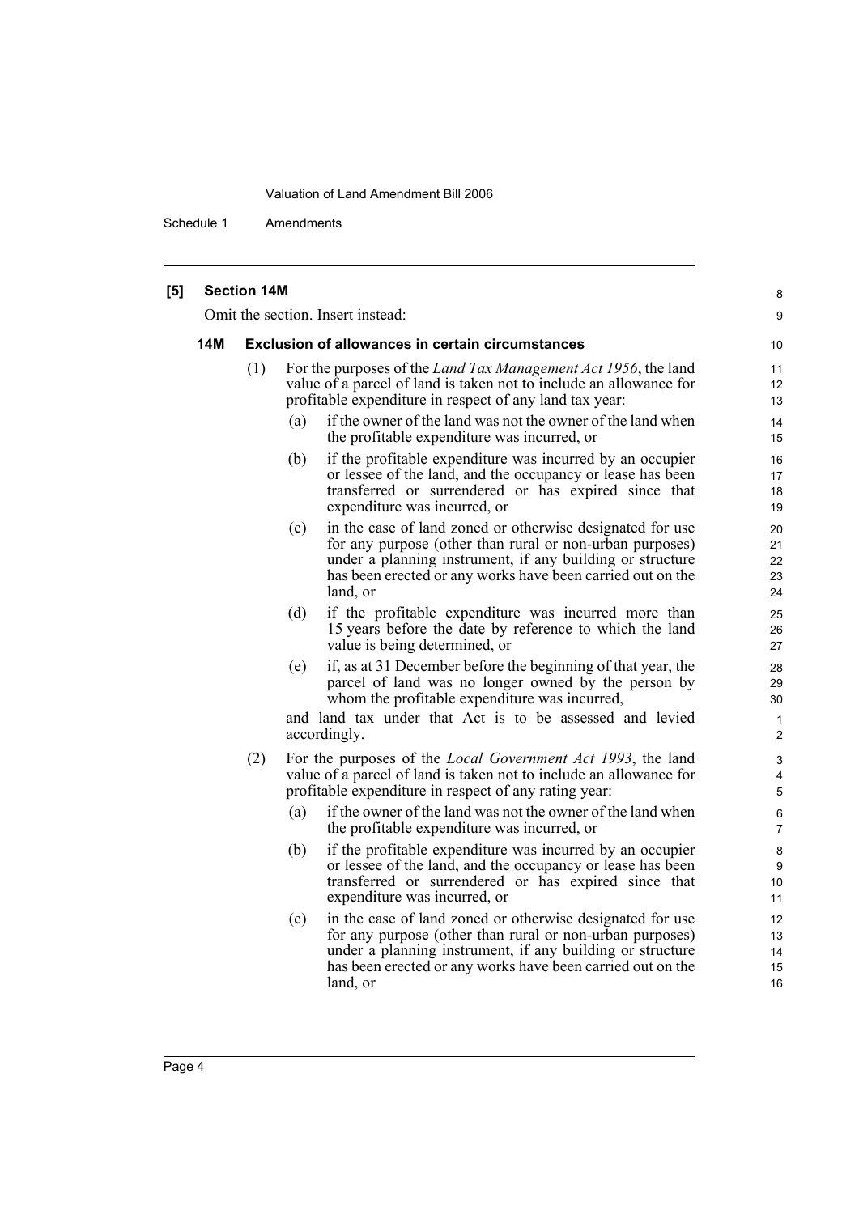**[5] Section 14M**

Omit the section. Insert instead:

**14M Exclusion of allowances in certain circumstances**

(1) For the purposes of the *Land Tax Management Act 1956*, the land value of a parcel of land is taken not to include an allowance for profitable expenditure in respect of any land tax year:

(a) if the owner of the land was not the owner of the land when the profitable expenditure was incurred, or

(b) if the profitable expenditure was incurred by an occupier or lessee of the land, and the occupancy or lease has been transferred or surrendered or has expired since that expenditure was incurred, or

(c) in the case of land zoned or otherwise designated for use for any purpose (other than rural or non-urban purposes) under a planning instrument, if any building or structure has been erected or any works have been carried out on the land, or

(d) if the profitable expenditure was incurred more than 15 years before the date by reference to which the land value is being determined, or

(e) if, as at 31 December before the beginning of that year, the parcel of land was no longer owned by the person by whom the profitable expenditure was incurred,

and land tax under that Act is to be assessed and levied accordingly.

(2) For the purposes of the *Local Government Act 1993*, the land value of a parcel of land is taken not to include an allowance for profitable expenditure in respect of any rating year:

(a) if the owner of the land was not the owner of the land when the profitable expenditure was incurred, or

(b) if the profitable expenditure was incurred by an occupier or lessee of the land, and the occupancy or lease has been transferred or surrendered or has expired since that expenditure was incurred, or

(c) in the case of land zoned or otherwise designated for use for any purpose (other than rural or non-urban purposes) under a planning instrument, if any building or structure has been erected or any works have been carried out on the land, or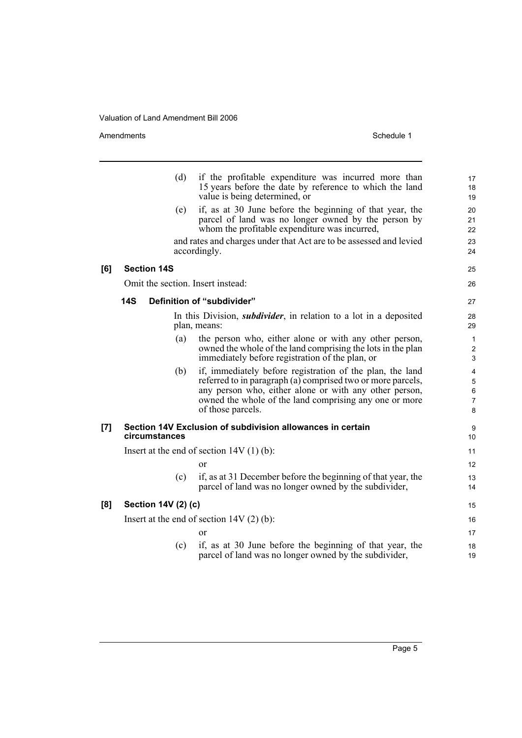(d) if the profitable expenditure was incurred more than 15 years before the date by reference to which the land value is being determined, or

(e) if, as at 30 June before the beginning of that year, the parcel of land was no longer owned by the person by whom the profitable expenditure was incurred,

and rates and charges under that Act are to be assessed and levied accordingly.

**[6] Section 14S**

Omit the section. Insert instead:

**14S Definition of "subdivider"**

In this Division, ***subdivider***, in relation to a lot in a deposited plan, means:

(a) the person who, either alone or with any other person, owned the whole of the land comprising the lots in the plan immediately before registration of the plan, or

(b) if, immediately before registration of the plan, the land referred to in paragraph (a) comprised two or more parcels, any person who, either alone or with any other person, owned the whole of the land comprising any one or more of those parcels.

**[7] Section 14V Exclusion of subdivision allowances in certain circumstances**

Insert at the end of section 14V (1) (b):

or

(c) if, as at 31 December before the beginning of that year, the parcel of land was no longer owned by the subdivider,

**[8] Section 14V (2) (c)**

Insert at the end of section 14V (2) (b):

or

(c) if, as at 30 June before the beginning of that year, the parcel of land was no longer owned by the subdivider,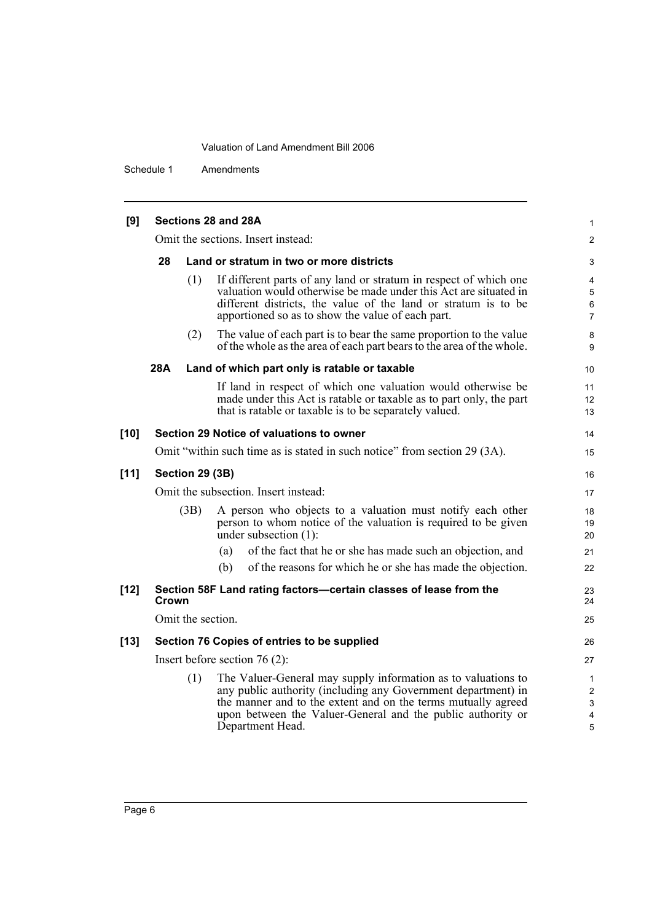**[9] Sections 28 and 28A**

Omit the sections. Insert instead:

**28 Land or stratum in two or more districts**

(1) If different parts of any land or stratum in respect of which one valuation would otherwise be made under this Act are situated in different districts, the value of the land or stratum is to be apportioned so as to show the value of each part.

(2) The value of each part is to bear the same proportion to the value of the whole as the area of each part bears to the area of the whole.

**28A Land of which part only is ratable or taxable**

If land in respect of which one valuation would otherwise be made under this Act is ratable or taxable as to part only, the part that is ratable or taxable is to be separately valued.

**[10] Section 29 Notice of valuations to owner**

Omit "within such time as is stated in such notice" from section 29 (3A).

**[11] Section 29 (3B)**

Omit the subsection. Insert instead:

(3B) A person who objects to a valuation must notify each other person to whom notice of the valuation is required to be given under subsection (1):

(a) of the fact that he or she has made such an objection, and

(b) of the reasons for which he or she has made the objection.

**[12] Section 58F Land rating factors—certain classes of lease from the Crown**

Omit the section.

**[13] Section 76 Copies of entries to be supplied**

Insert before section 76 (2):

(1) The Valuer-General may supply information as to valuations to any public authority (including any Government department) in the manner and to the extent and on the terms mutually agreed upon between the Valuer-General and the public authority or Department Head.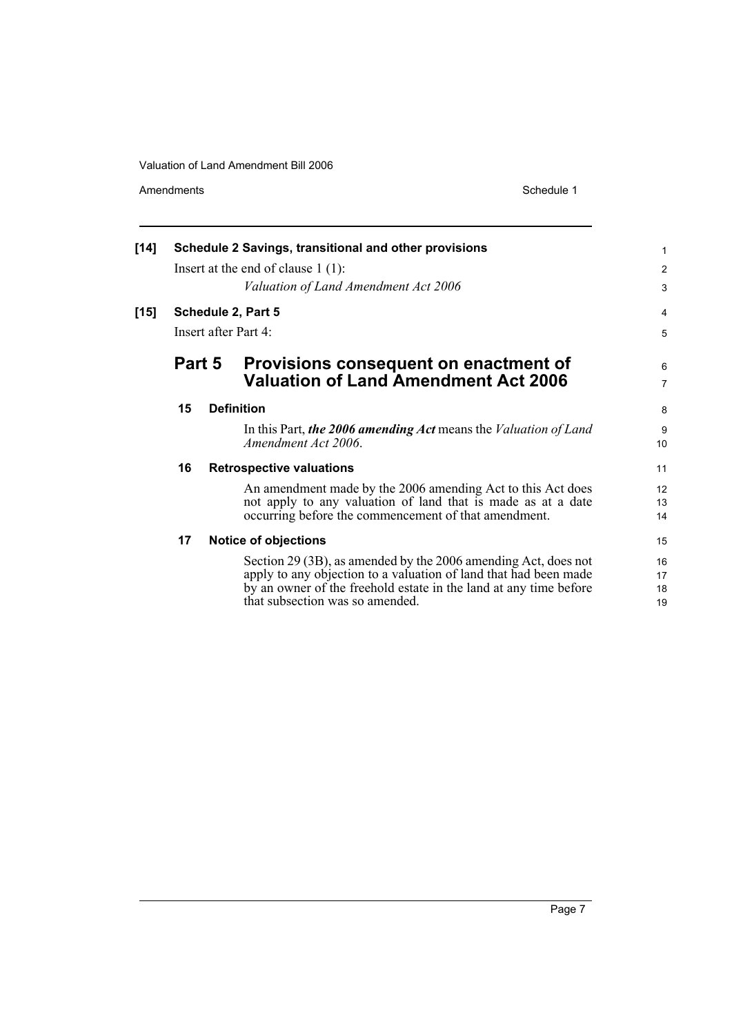**[14] Schedule 2 Savings, transitional and other provisions**

Insert at the end of clause 1 (1):

*Valuation of Land Amendment Act 2006*

**[15] Schedule 2, Part 5**

Insert after Part 4:

## Part 5 Provisions consequent on enactment of Valuation of Land Amendment Act 2006

### 15 Definition

In this Part, ***the 2006 amending Act*** means the *Valuation of Land Amendment Act 2006*.

### 16 Retrospective valuations

An amendment made by the 2006 amending Act to this Act does not apply to any valuation of land that is made as at a date occurring before the commencement of that amendment.

### 17 Notice of objections

Section 29 (3B), as amended by the 2006 amending Act, does not apply to any objection to a valuation of land that had been made by an owner of the freehold estate in the land at any time before that subsection was so amended.